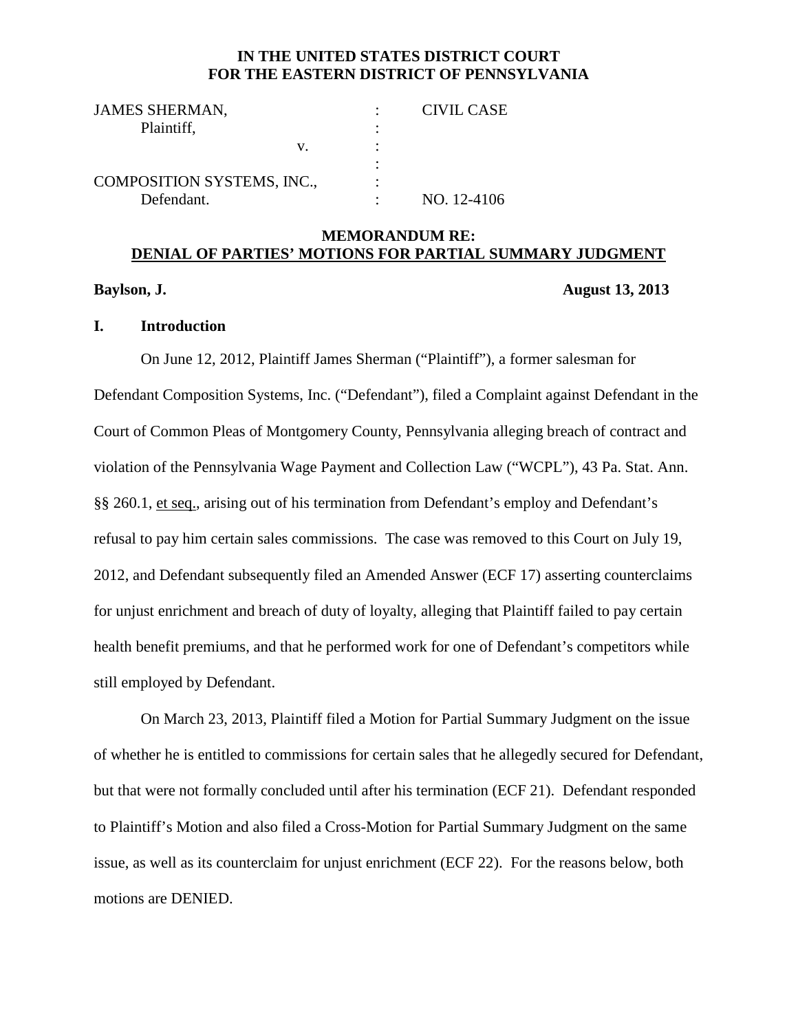**IN THE UNITED STATES DISTRICT COURT**
**FOR THE EASTERN DISTRICT OF PENNSYLVANIA**

| | | |
|---|---|---|
| JAMES SHERMAN, | : | CIVIL CASE |
| Plaintiff, | : | |
| v. | : | |
| | : | |
| COMPOSITION SYSTEMS, INC., | : | |
| Defendant. | : | NO. 12-4106 |

**MEMORANDUM RE:**
**DENIAL OF PARTIES' MOTIONS FOR PARTIAL SUMMARY JUDGMENT**

**Baylson, J.** **August 13, 2013**

## I. Introduction

On June 12, 2012, Plaintiff James Sherman ("Plaintiff"), a former salesman for Defendant Composition Systems, Inc. ("Defendant"), filed a Complaint against Defendant in the Court of Common Pleas of Montgomery County, Pennsylvania alleging breach of contract and violation of the Pennsylvania Wage Payment and Collection Law ("WCPL"), 43 Pa. Stat. Ann. §§ 260.1, et seq., arising out of his termination from Defendant's employ and Defendant's refusal to pay him certain sales commissions. The case was removed to this Court on July 19, 2012, and Defendant subsequently filed an Amended Answer (ECF 17) asserting counterclaims for unjust enrichment and breach of duty of loyalty, alleging that Plaintiff failed to pay certain health benefit premiums, and that he performed work for one of Defendant's competitors while still employed by Defendant.

On March 23, 2013, Plaintiff filed a Motion for Partial Summary Judgment on the issue of whether he is entitled to commissions for certain sales that he allegedly secured for Defendant, but that were not formally concluded until after his termination (ECF 21). Defendant responded to Plaintiff's Motion and also filed a Cross-Motion for Partial Summary Judgment on the same issue, as well as its counterclaim for unjust enrichment (ECF 22). For the reasons below, both motions are DENIED.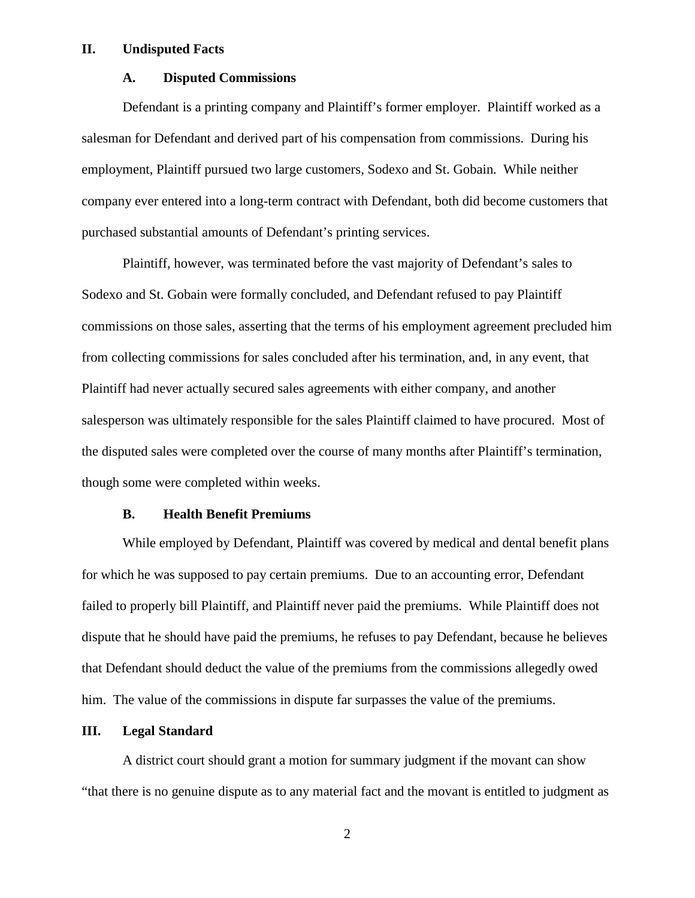## II. Undisputed Facts

### A. Disputed Commissions

Defendant is a printing company and Plaintiff's former employer. Plaintiff worked as a salesman for Defendant and derived part of his compensation from commissions. During his employment, Plaintiff pursued two large customers, Sodexo and St. Gobain. While neither company ever entered into a long-term contract with Defendant, both did become customers that purchased substantial amounts of Defendant's printing services.

Plaintiff, however, was terminated before the vast majority of Defendant's sales to Sodexo and St. Gobain were formally concluded, and Defendant refused to pay Plaintiff commissions on those sales, asserting that the terms of his employment agreement precluded him from collecting commissions for sales concluded after his termination, and, in any event, that Plaintiff had never actually secured sales agreements with either company, and another salesperson was ultimately responsible for the sales Plaintiff claimed to have procured. Most of the disputed sales were completed over the course of many months after Plaintiff's termination, though some were completed within weeks.

### B. Health Benefit Premiums

While employed by Defendant, Plaintiff was covered by medical and dental benefit plans for which he was supposed to pay certain premiums. Due to an accounting error, Defendant failed to properly bill Plaintiff, and Plaintiff never paid the premiums. While Plaintiff does not dispute that he should have paid the premiums, he refuses to pay Defendant, because he believes that Defendant should deduct the value of the premiums from the commissions allegedly owed him. The value of the commissions in dispute far surpasses the value of the premiums.

## III. Legal Standard

A district court should grant a motion for summary judgment if the movant can show "that there is no genuine dispute as to any material fact and the movant is entitled to judgment as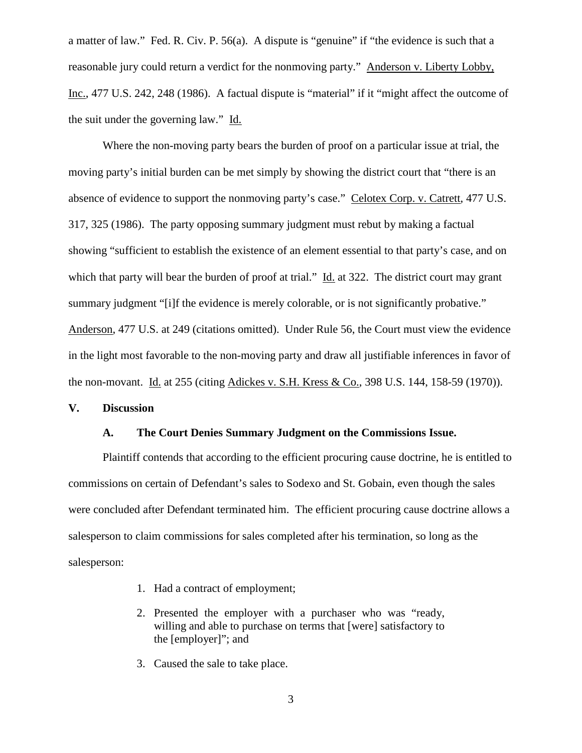a matter of law." Fed. R. Civ. P. 56(a). A dispute is "genuine" if "the evidence is such that a reasonable jury could return a verdict for the nonmoving party." Anderson v. Liberty Lobby, Inc., 477 U.S. 242, 248 (1986). A factual dispute is "material" if it "might affect the outcome of the suit under the governing law." Id.

Where the non-moving party bears the burden of proof on a particular issue at trial, the moving party's initial burden can be met simply by showing the district court that "there is an absence of evidence to support the nonmoving party's case." Celotex Corp. v. Catrett, 477 U.S. 317, 325 (1986). The party opposing summary judgment must rebut by making a factual showing "sufficient to establish the existence of an element essential to that party's case, and on which that party will bear the burden of proof at trial." Id. at 322. The district court may grant summary judgment "[i]f the evidence is merely colorable, or is not significantly probative." Anderson, 477 U.S. at 249 (citations omitted). Under Rule 56, the Court must view the evidence in the light most favorable to the non-moving party and draw all justifiable inferences in favor of the non-movant. Id. at 255 (citing Adickes v. S.H. Kress & Co., 398 U.S. 144, 158-59 (1970)).

## V. Discussion

### A. The Court Denies Summary Judgment on the Commissions Issue.

Plaintiff contends that according to the efficient procuring cause doctrine, he is entitled to commissions on certain of Defendant's sales to Sodexo and St. Gobain, even though the sales were concluded after Defendant terminated him. The efficient procuring cause doctrine allows a salesperson to claim commissions for sales completed after his termination, so long as the salesperson:

1. Had a contract of employment;
2. Presented the employer with a purchaser who was "ready, willing and able to purchase on terms that [were] satisfactory to the [employer]"; and
3. Caused the sale to take place.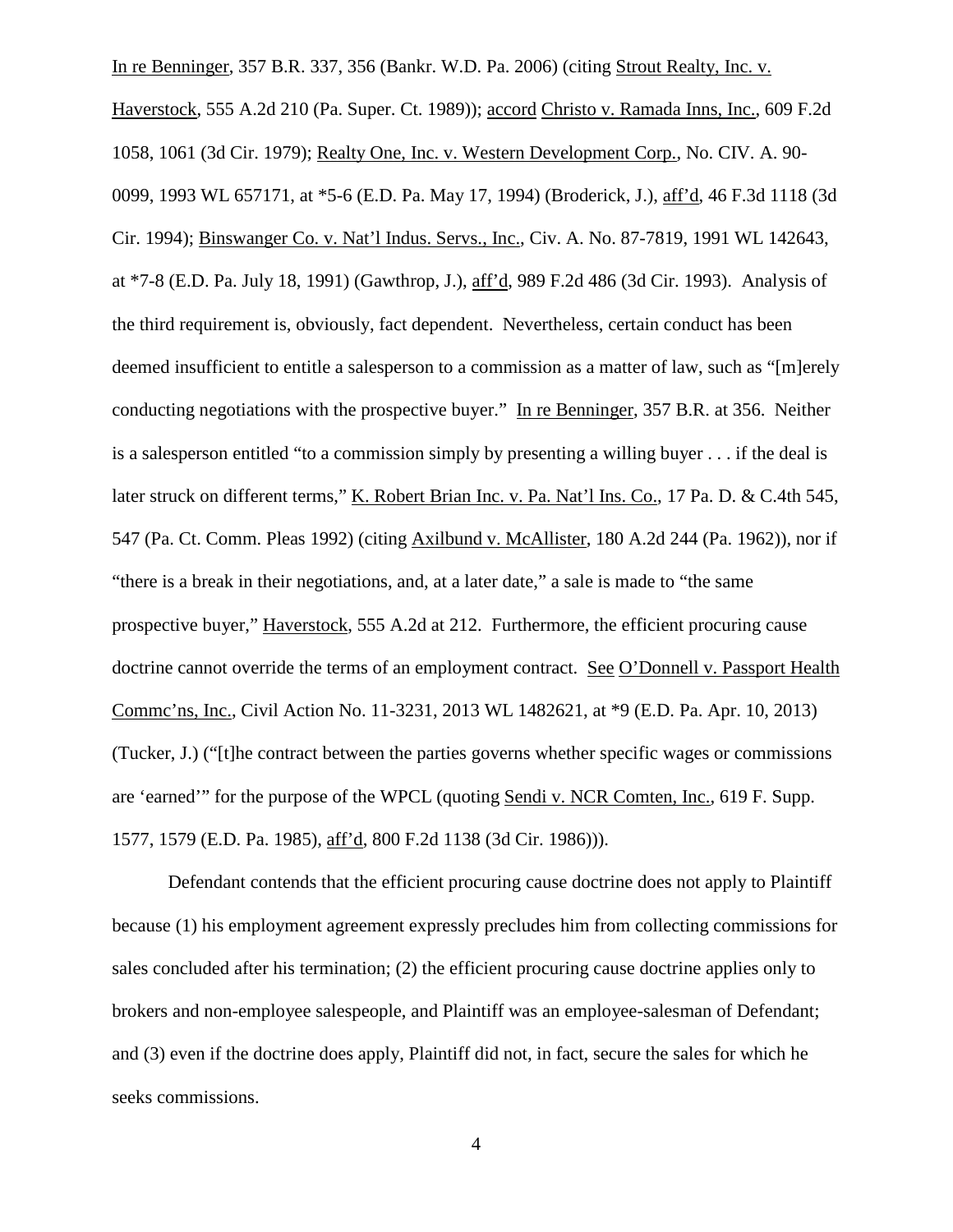In re Benninger, 357 B.R. 337, 356 (Bankr. W.D. Pa. 2006) (citing Strout Realty, Inc. v. Haverstock, 555 A.2d 210 (Pa. Super. Ct. 1989)); accord Christo v. Ramada Inns, Inc., 609 F.2d 1058, 1061 (3d Cir. 1979); Realty One, Inc. v. Western Development Corp., No. CIV. A. 90-0099, 1993 WL 657171, at *5-6 (E.D. Pa. May 17, 1994) (Broderick, J.), aff'd, 46 F.3d 1118 (3d Cir. 1994); Binswanger Co. v. Nat'l Indus. Servs., Inc., Civ. A. No. 87-7819, 1991 WL 142643, at *7-8 (E.D. Pa. July 18, 1991) (Gawthrop, J.), aff'd, 989 F.2d 486 (3d Cir. 1993). Analysis of the third requirement is, obviously, fact dependent. Nevertheless, certain conduct has been deemed insufficient to entitle a salesperson to a commission as a matter of law, such as "[m]erely conducting negotiations with the prospective buyer." In re Benninger, 357 B.R. at 356. Neither is a salesperson entitled "to a commission simply by presenting a willing buyer . . . if the deal is later struck on different terms," K. Robert Brian Inc. v. Pa. Nat'l Ins. Co., 17 Pa. D. & C.4th 545, 547 (Pa. Ct. Comm. Pleas 1992) (citing Axilbund v. McAllister, 180 A.2d 244 (Pa. 1962)), nor if "there is a break in their negotiations, and, at a later date," a sale is made to "the same prospective buyer," Haverstock, 555 A.2d at 212. Furthermore, the efficient procuring cause doctrine cannot override the terms of an employment contract. See O'Donnell v. Passport Health Commc'ns, Inc., Civil Action No. 11-3231, 2013 WL 1482621, at *9 (E.D. Pa. Apr. 10, 2013) (Tucker, J.) ("[t]he contract between the parties governs whether specific wages or commissions are 'earned'" for the purpose of the WPCL (quoting Sendi v. NCR Comten, Inc., 619 F. Supp. 1577, 1579 (E.D. Pa. 1985), aff'd, 800 F.2d 1138 (3d Cir. 1986))).

Defendant contends that the efficient procuring cause doctrine does not apply to Plaintiff because (1) his employment agreement expressly precludes him from collecting commissions for sales concluded after his termination; (2) the efficient procuring cause doctrine applies only to brokers and non-employee salespeople, and Plaintiff was an employee-salesman of Defendant; and (3) even if the doctrine does apply, Plaintiff did not, in fact, secure the sales for which he seeks commissions.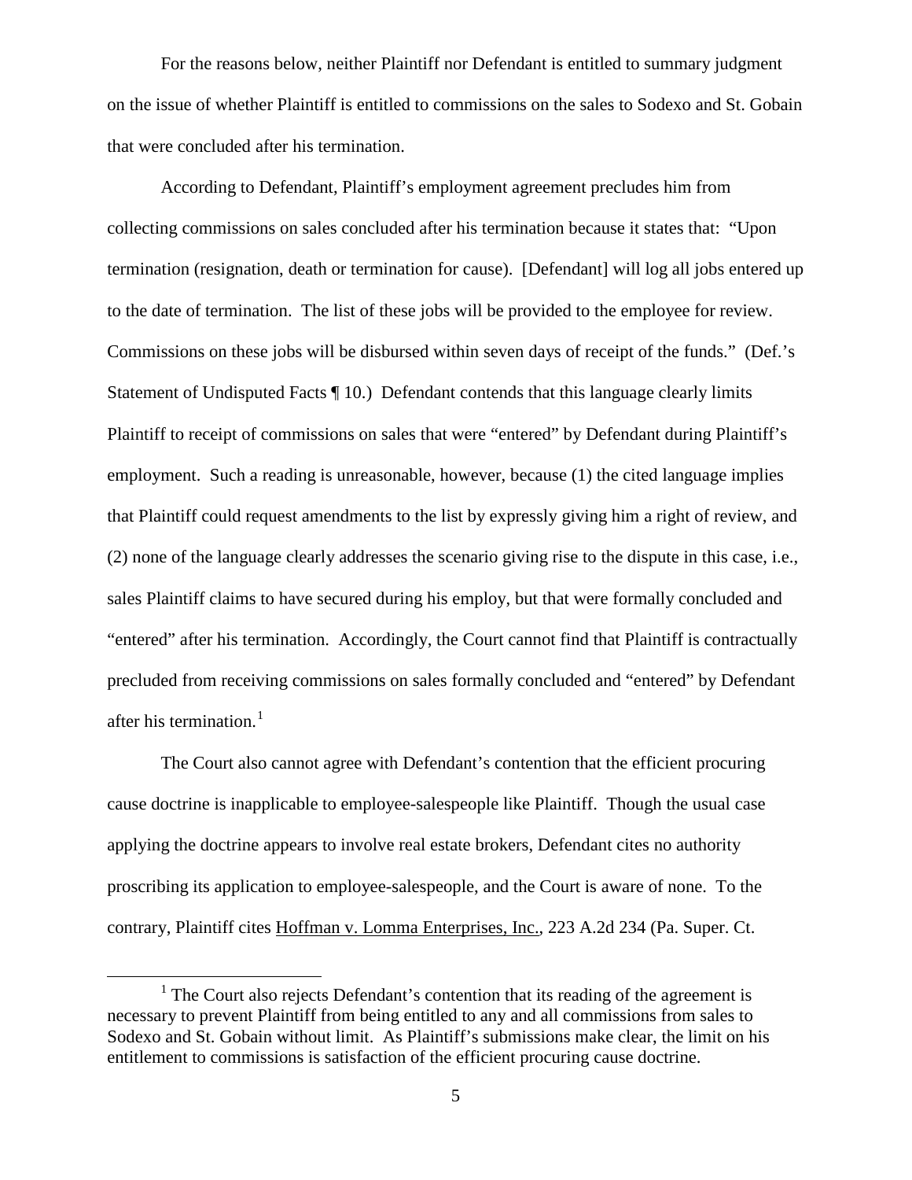For the reasons below, neither Plaintiff nor Defendant is entitled to summary judgment on the issue of whether Plaintiff is entitled to commissions on the sales to Sodexo and St. Gobain that were concluded after his termination.

According to Defendant, Plaintiff's employment agreement precludes him from collecting commissions on sales concluded after his termination because it states that: "Upon termination (resignation, death or termination for cause). [Defendant] will log all jobs entered up to the date of termination. The list of these jobs will be provided to the employee for review. Commissions on these jobs will be disbursed within seven days of receipt of the funds." (Def.'s Statement of Undisputed Facts ¶ 10.) Defendant contends that this language clearly limits Plaintiff to receipt of commissions on sales that were "entered" by Defendant during Plaintiff's employment. Such a reading is unreasonable, however, because (1) the cited language implies that Plaintiff could request amendments to the list by expressly giving him a right of review, and (2) none of the language clearly addresses the scenario giving rise to the dispute in this case, i.e., sales Plaintiff claims to have secured during his employ, but that were formally concluded and "entered" after his termination. Accordingly, the Court cannot find that Plaintiff is contractually precluded from receiving commissions on sales formally concluded and "entered" by Defendant after his termination.[1]

The Court also cannot agree with Defendant's contention that the efficient procuring cause doctrine is inapplicable to employee-salespeople like Plaintiff. Though the usual case applying the doctrine appears to involve real estate brokers, Defendant cites no authority proscribing its application to employee-salespeople, and the Court is aware of none. To the contrary, Plaintiff cites Hoffman v. Lomma Enterprises, Inc., 223 A.2d 234 (Pa. Super. Ct.

[1] The Court also rejects Defendant's contention that its reading of the agreement is necessary to prevent Plaintiff from being entitled to any and all commissions from sales to Sodexo and St. Gobain without limit. As Plaintiff's submissions make clear, the limit on his entitlement to commissions is satisfaction of the efficient procuring cause doctrine.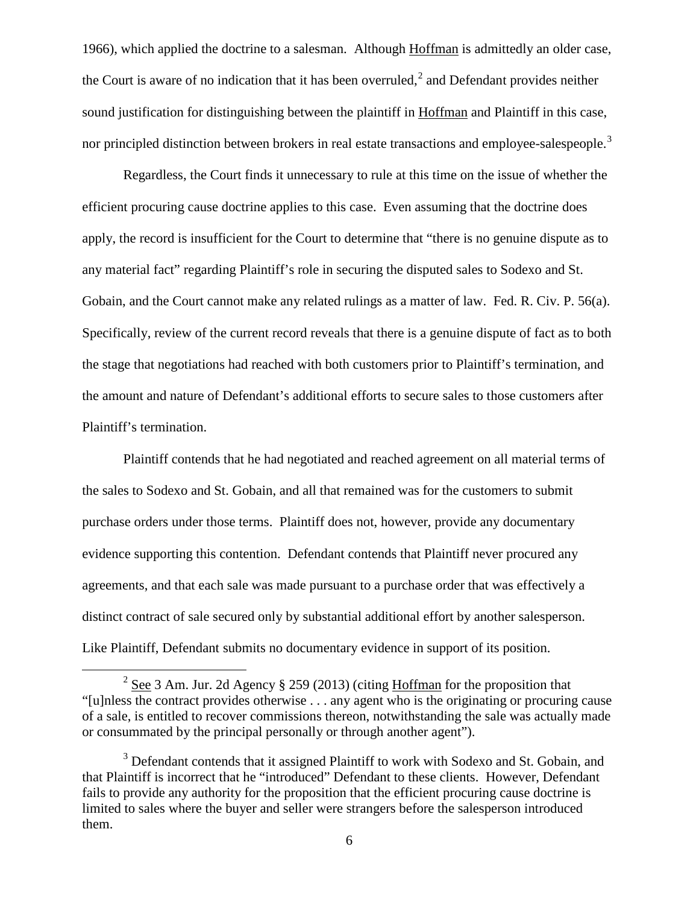1966), which applied the doctrine to a salesman. Although Hoffman is admittedly an older case, the Court is aware of no indication that it has been overruled,[2] and Defendant provides neither sound justification for distinguishing between the plaintiff in Hoffman and Plaintiff in this case, nor principled distinction between brokers in real estate transactions and employee-salespeople.[3]

Regardless, the Court finds it unnecessary to rule at this time on the issue of whether the efficient procuring cause doctrine applies to this case. Even assuming that the doctrine does apply, the record is insufficient for the Court to determine that "there is no genuine dispute as to any material fact" regarding Plaintiff's role in securing the disputed sales to Sodexo and St. Gobain, and the Court cannot make any related rulings as a matter of law. Fed. R. Civ. P. 56(a). Specifically, review of the current record reveals that there is a genuine dispute of fact as to both the stage that negotiations had reached with both customers prior to Plaintiff's termination, and the amount and nature of Defendant's additional efforts to secure sales to those customers after Plaintiff's termination.

Plaintiff contends that he had negotiated and reached agreement on all material terms of the sales to Sodexo and St. Gobain, and all that remained was for the customers to submit purchase orders under those terms. Plaintiff does not, however, provide any documentary evidence supporting this contention. Defendant contends that Plaintiff never procured any agreements, and that each sale was made pursuant to a purchase order that was effectively a distinct contract of sale secured only by substantial additional effort by another salesperson. Like Plaintiff, Defendant submits no documentary evidence in support of its position.

---

[2] See 3 Am. Jur. 2d Agency § 259 (2013) (citing Hoffman for the proposition that "[u]nless the contract provides otherwise . . . any agent who is the originating or procuring cause of a sale, is entitled to recover commissions thereon, notwithstanding the sale was actually made or consummated by the principal personally or through another agent").

[3] Defendant contends that it assigned Plaintiff to work with Sodexo and St. Gobain, and that Plaintiff is incorrect that he "introduced" Defendant to these clients. However, Defendant fails to provide any authority for the proposition that the efficient procuring cause doctrine is limited to sales where the buyer and seller were strangers before the salesperson introduced them.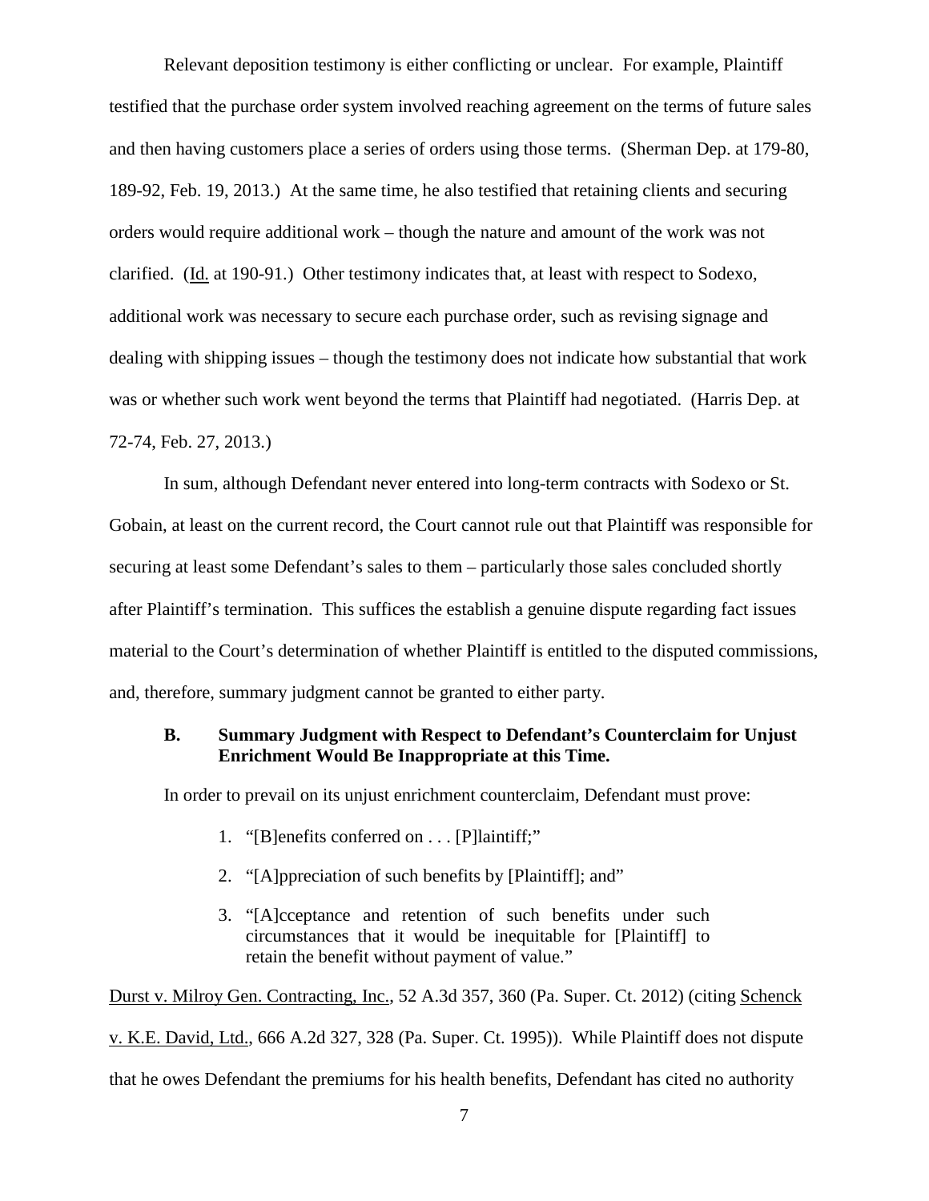Relevant deposition testimony is either conflicting or unclear. For example, Plaintiff testified that the purchase order system involved reaching agreement on the terms of future sales and then having customers place a series of orders using those terms. (Sherman Dep. at 179-80, 189-92, Feb. 19, 2013.) At the same time, he also testified that retaining clients and securing orders would require additional work – though the nature and amount of the work was not clarified. (Id. at 190-91.) Other testimony indicates that, at least with respect to Sodexo, additional work was necessary to secure each purchase order, such as revising signage and dealing with shipping issues – though the testimony does not indicate how substantial that work was or whether such work went beyond the terms that Plaintiff had negotiated. (Harris Dep. at 72-74, Feb. 27, 2013.)

In sum, although Defendant never entered into long-term contracts with Sodexo or St. Gobain, at least on the current record, the Court cannot rule out that Plaintiff was responsible for securing at least some Defendant's sales to them – particularly those sales concluded shortly after Plaintiff's termination. This suffices the establish a genuine dispute regarding fact issues material to the Court's determination of whether Plaintiff is entitled to the disputed commissions, and, therefore, summary judgment cannot be granted to either party.

### B. Summary Judgment with Respect to Defendant's Counterclaim for Unjust Enrichment Would Be Inappropriate at this Time.

In order to prevail on its unjust enrichment counterclaim, Defendant must prove:

1. "[B]enefits conferred on . . . [P]laintiff;"
2. "[A]ppreciation of such benefits by [Plaintiff]; and"
3. "[A]cceptance and retention of such benefits under such circumstances that it would be inequitable for [Plaintiff] to retain the benefit without payment of value."

Durst v. Milroy Gen. Contracting, Inc., 52 A.3d 357, 360 (Pa. Super. Ct. 2012) (citing Schenck v. K.E. David, Ltd., 666 A.2d 327, 328 (Pa. Super. Ct. 1995)). While Plaintiff does not dispute that he owes Defendant the premiums for his health benefits, Defendant has cited no authority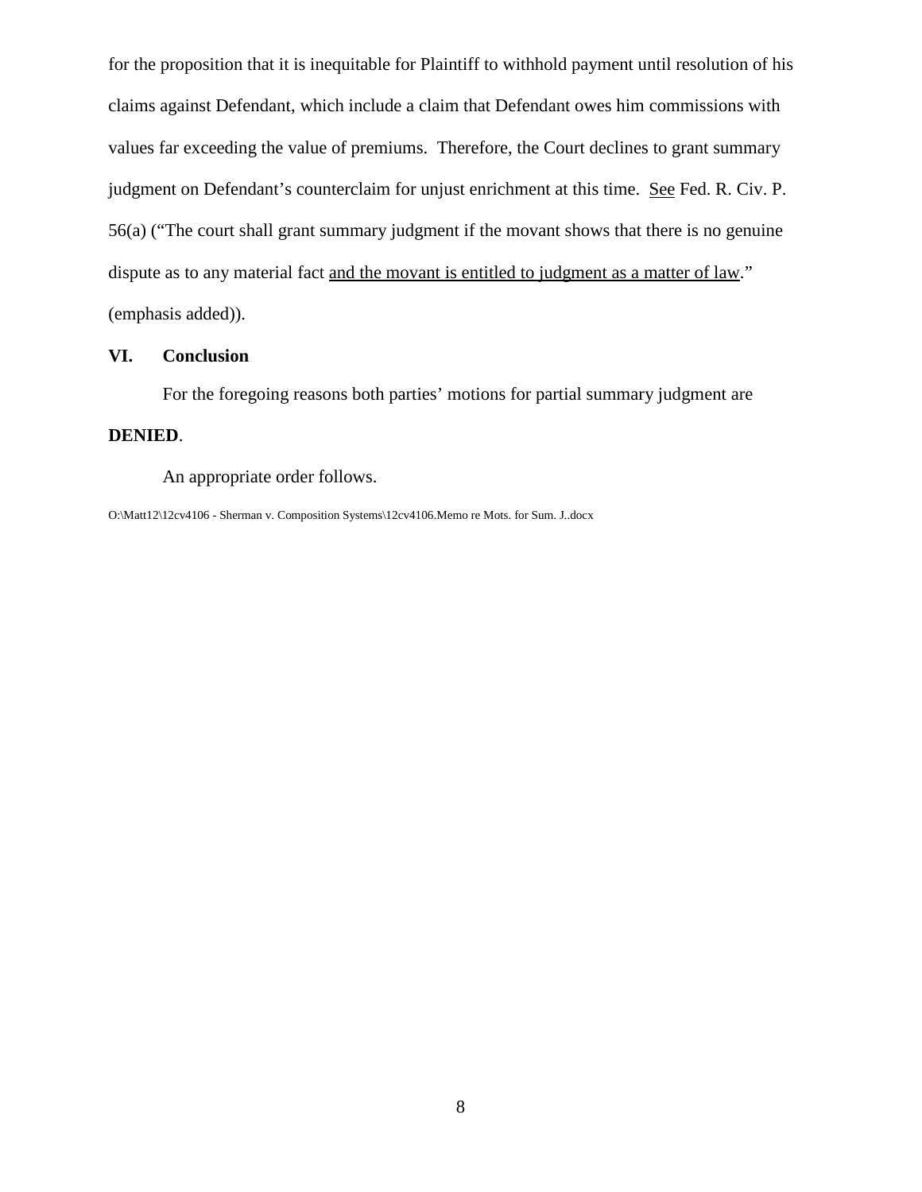for the proposition that it is inequitable for Plaintiff to withhold payment until resolution of his claims against Defendant, which include a claim that Defendant owes him commissions with values far exceeding the value of premiums. Therefore, the Court declines to grant summary judgment on Defendant's counterclaim for unjust enrichment at this time. See Fed. R. Civ. P. 56(a) ("The court shall grant summary judgment if the movant shows that there is no genuine dispute as to any material fact and the movant is entitled to judgment as a matter of law." (emphasis added)).

## VI. Conclusion

For the foregoing reasons both parties' motions for partial summary judgment are **DENIED**.

An appropriate order follows.

O:\Matt12\12cv4106 - Sherman v. Composition Systems\12cv4106.Memo re Mots. for Sum. J..docx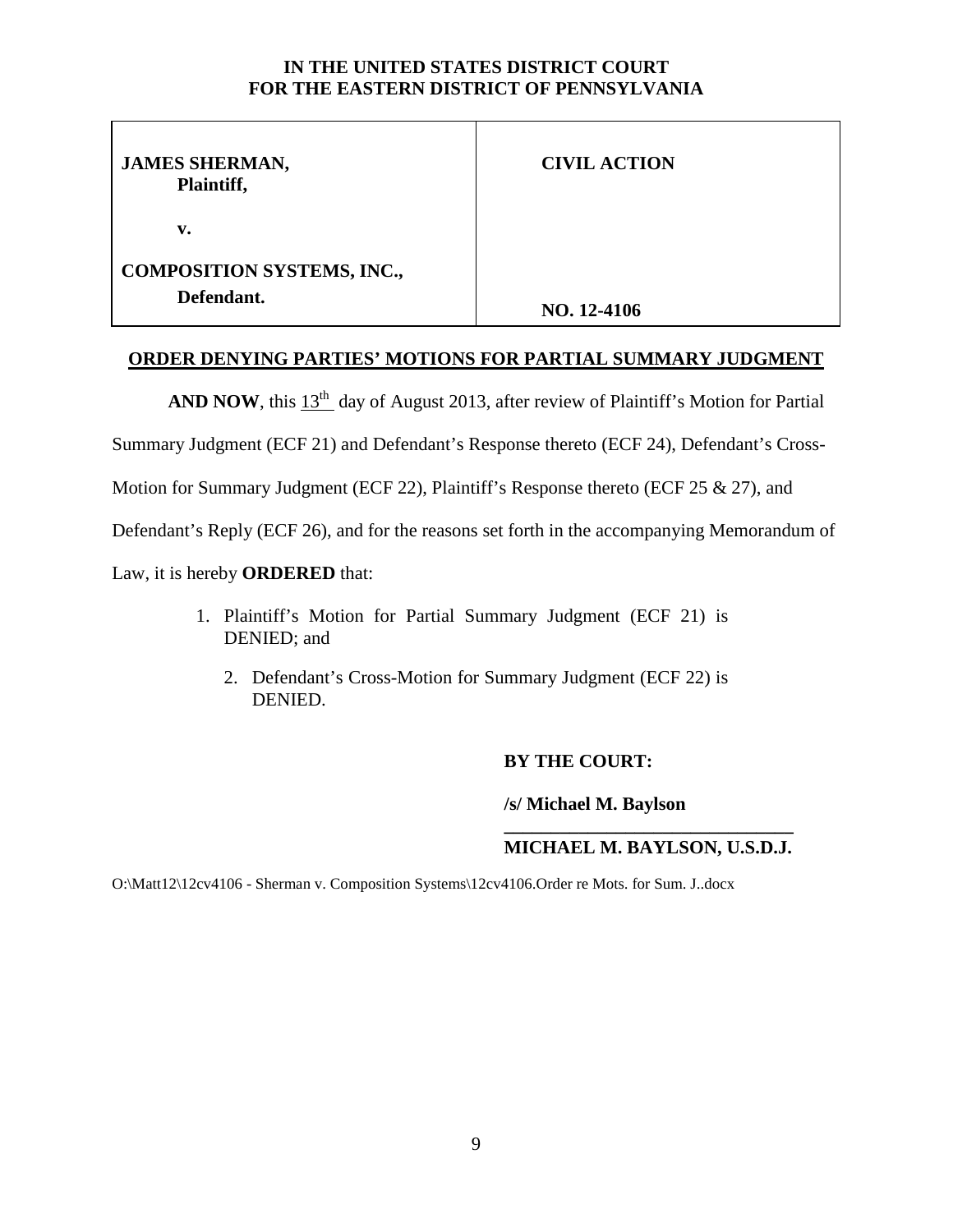**IN THE UNITED STATES DISTRICT COURT**
**FOR THE EASTERN DISTRICT OF PENNSYLVANIA**

| | |
|---|---|
| **JAMES SHERMAN,**<br>**Plaintiff,**<br><br>**v.**<br><br>**COMPOSITION SYSTEMS, INC.,**<br>**Defendant.** | **CIVIL ACTION**<br><br><br><br><br>**NO. 12-4106** |

**ORDER DENYING PARTIES' MOTIONS FOR PARTIAL SUMMARY JUDGMENT**

**AND NOW**, this 13th day of August 2013, after review of Plaintiff's Motion for Partial Summary Judgment (ECF 21) and Defendant's Response thereto (ECF 24), Defendant's Cross-Motion for Summary Judgment (ECF 22), Plaintiff's Response thereto (ECF 25 & 27), and Defendant's Reply (ECF 26), and for the reasons set forth in the accompanying Memorandum of Law, it is hereby **ORDERED** that:

1. Plaintiff's Motion for Partial Summary Judgment (ECF 21) is DENIED; and
2. Defendant's Cross-Motion for Summary Judgment (ECF 22) is DENIED.

**BY THE COURT:**

**/s/ Michael M. Baylson**

**MICHAEL M. BAYLSON, U.S.D.J.**

O:\Matt12\12cv4106 - Sherman v. Composition Systems\12cv4106.Order re Mots. for Sum. J..docx